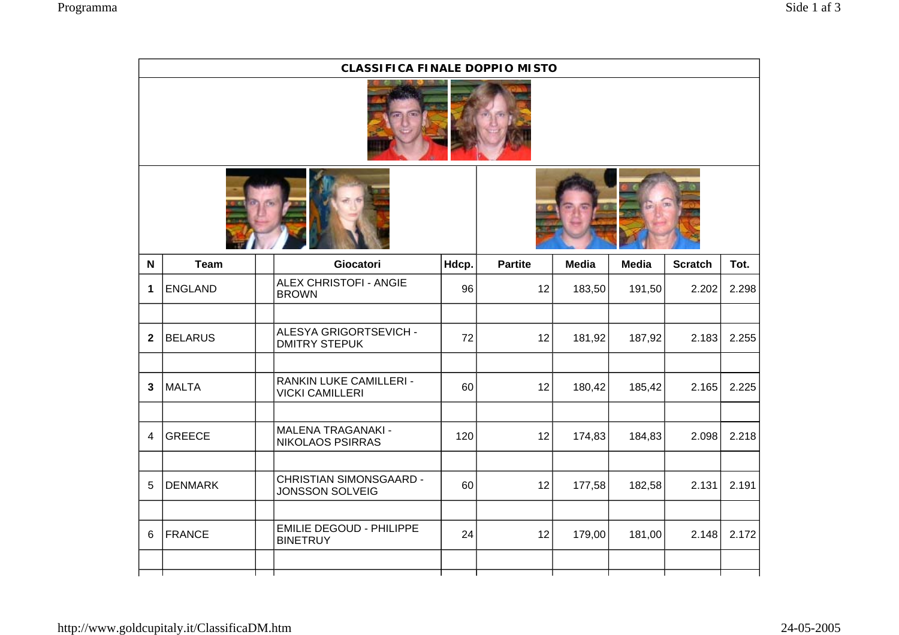**CLASSIFICA FINALE DOPPIO MISTO**

| N | Team | | Giocatori | Hdcp. | Partite | Media | Media | Scratch | Tot. |
|---|---|---|---|---|---|---|---|---|---|
| **1** | ENGLAND | | ALEX CHRISTOFI - ANGIE BROWN | 96 | 12 | 183,50 | 191,50 | 2.202 | 2.298 |
| | | | | | | | | | |
| **2** | BELARUS | | ALESYA GRIGORTSEVICH - DMITRY STEPUK | 72 | 12 | 181,92 | 187,92 | 2.183 | 2.255 |
| | | | | | | | | | |
| **3** | MALTA | | RANKIN LUKE CAMILLERI - VICKI CAMILLERI | 60 | 12 | 180,42 | 185,42 | 2.165 | 2.225 |
| | | | | | | | | | |
| 4 | GREECE | | MALENA TRAGANAKI - NIKOLAOS PSIRRAS | 120 | 12 | 174,83 | 184,83 | 2.098 | 2.218 |
| | | | | | | | | | |
| 5 | DENMARK | | CHRISTIAN SIMONSGAARD - JONSSON SOLVEIG | 60 | 12 | 177,58 | 182,58 | 2.131 | 2.191 |
| | | | | | | | | | |
| 6 | FRANCE | | EMILIE DEGOUD - PHILIPPE BINETRUY | 24 | 12 | 179,00 | 181,00 | 2.148 | 2.172 |
| | | | | | | | | | |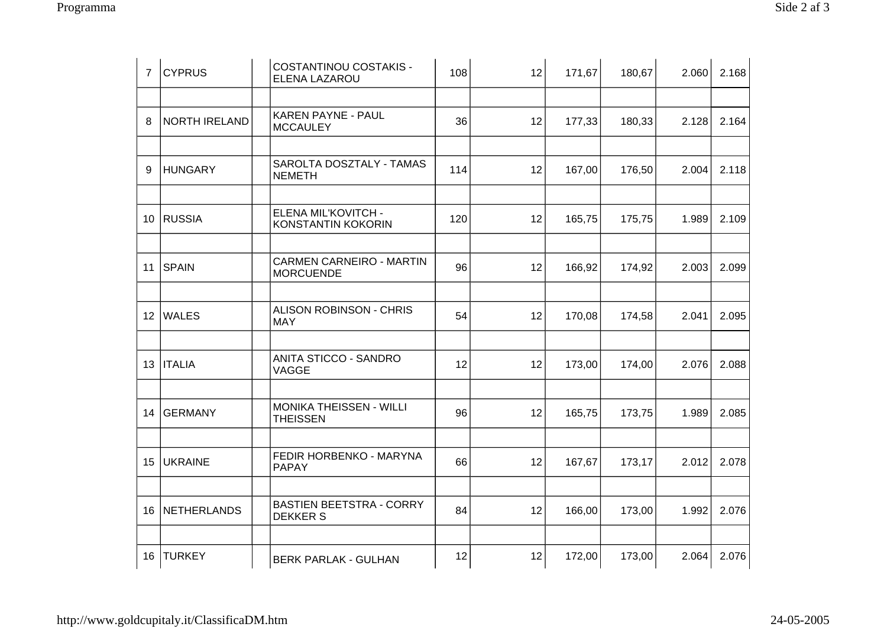| | | | | | | | | | |
|---|---|---|---|---|---|---|---|---|---|
| 7 | CYPRUS | | COSTANTINOU COSTAKIS - ELENA LAZAROU | 108 | 12 | 171,67 | 180,67 | 2.060 | 2.168 |
| | | | | | | | | | |
| 8 | NORTH IRELAND | | KAREN PAYNE - PAUL MCCAULEY | 36 | 12 | 177,33 | 180,33 | 2.128 | 2.164 |
| | | | | | | | | | |
| 9 | HUNGARY | | SAROLTA DOSZTALY - TAMAS NEMETH | 114 | 12 | 167,00 | 176,50 | 2.004 | 2.118 |
| | | | | | | | | | |
| 10 | RUSSIA | | ELENA MIL'KOVITCH - KONSTANTIN KOKORIN | 120 | 12 | 165,75 | 175,75 | 1.989 | 2.109 |
| | | | | | | | | | |
| 11 | SPAIN | | CARMEN CARNEIRO - MARTIN MORCUENDE | 96 | 12 | 166,92 | 174,92 | 2.003 | 2.099 |
| | | | | | | | | | |
| 12 | WALES | | ALISON ROBINSON - CHRIS MAY | 54 | 12 | 170,08 | 174,58 | 2.041 | 2.095 |
| | | | | | | | | | |
| 13 | ITALIA | | ANITA STICCO - SANDRO VAGGE | 12 | 12 | 173,00 | 174,00 | 2.076 | 2.088 |
| | | | | | | | | | |
| 14 | GERMANY | | MONIKA THEISSEN - WILLI THEISSEN | 96 | 12 | 165,75 | 173,75 | 1.989 | 2.085 |
| | | | | | | | | | |
| 15 | UKRAINE | | FEDIR HORBENKO - MARYNA PAPAY | 66 | 12 | 167,67 | 173,17 | 2.012 | 2.078 |
| | | | | | | | | | |
| 16 | NETHERLANDS | | BASTIEN BEETSTRA - CORRY DEKKER S | 84 | 12 | 166,00 | 173,00 | 1.992 | 2.076 |
| | | | | | | | | | |
| 16 | TURKEY | | BERK PARLAK - GULHAN | 12 | 12 | 172,00 | 173,00 | 2.064 | 2.076 |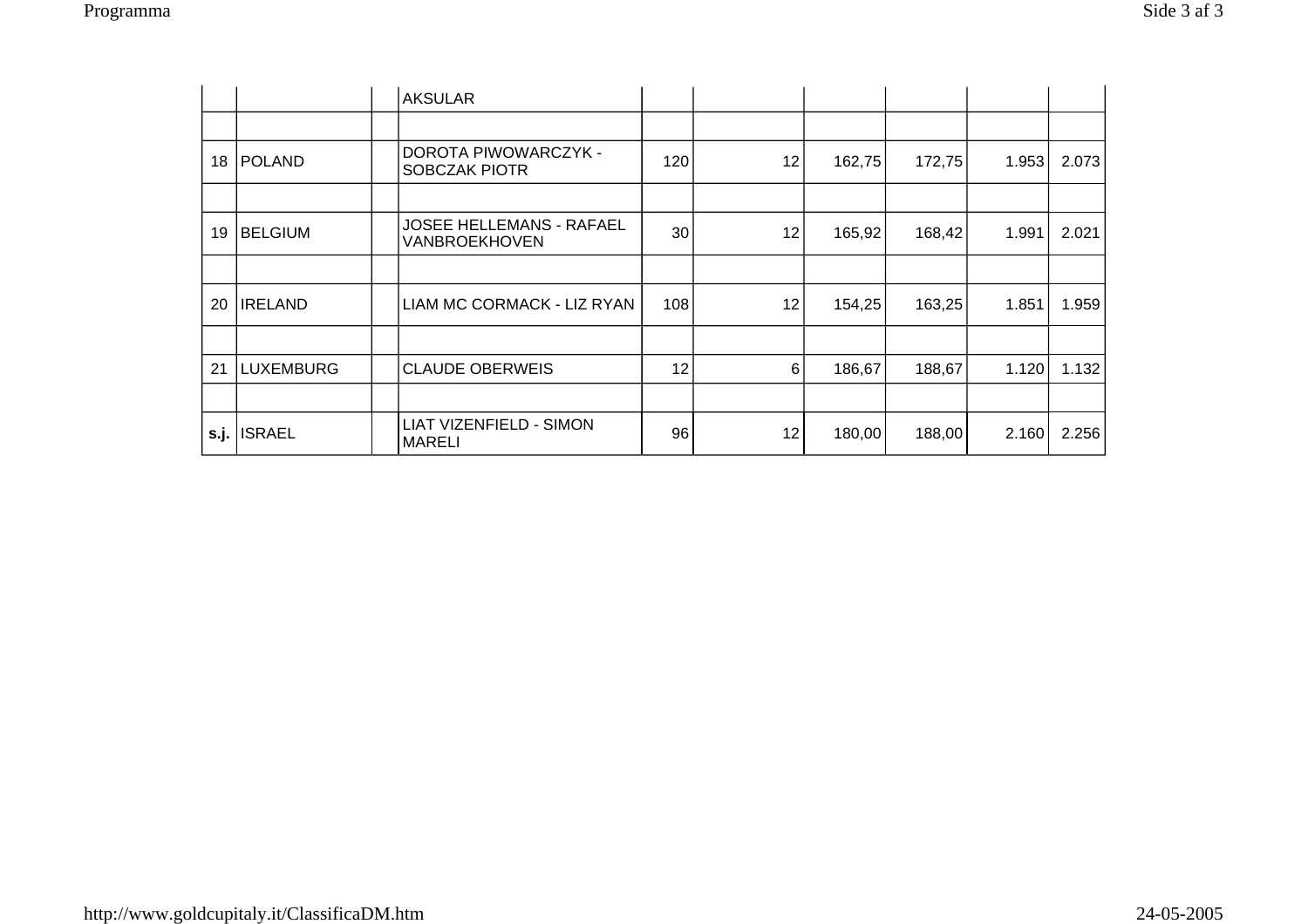| | | | | | | | | | |
|---|---|---|---|---|---|---|---|---|---|
| | | | AKSULAR | | | | | | |
| | | | | | | | | | |
| 18 | POLAND | | DOROTA PIWOWARCZYK - SOBCZAK PIOTR | 120 | 12 | 162,75 | 172,75 | 1.953 | 2.073 |
| | | | | | | | | | |
| 19 | BELGIUM | | JOSEE HELLEMANS - RAFAEL VANBROEKHOVEN | 30 | 12 | 165,92 | 168,42 | 1.991 | 2.021 |
| | | | | | | | | | |
| 20 | IRELAND | | LIAM MC CORMACK - LIZ RYAN | 108 | 12 | 154,25 | 163,25 | 1.851 | 1.959 |
| | | | | | | | | | |
| 21 | LUXEMBURG | | CLAUDE OBERWEIS | 12 | 6 | 186,67 | 188,67 | 1.120 | 1.132 |
| | | | | | | | | | |
| **s.j.** | ISRAEL | | LIAT VIZENFIELD - SIMON MARELI | 96 | 12 | 180,00 | 188,00 | 2.160 | 2.256 |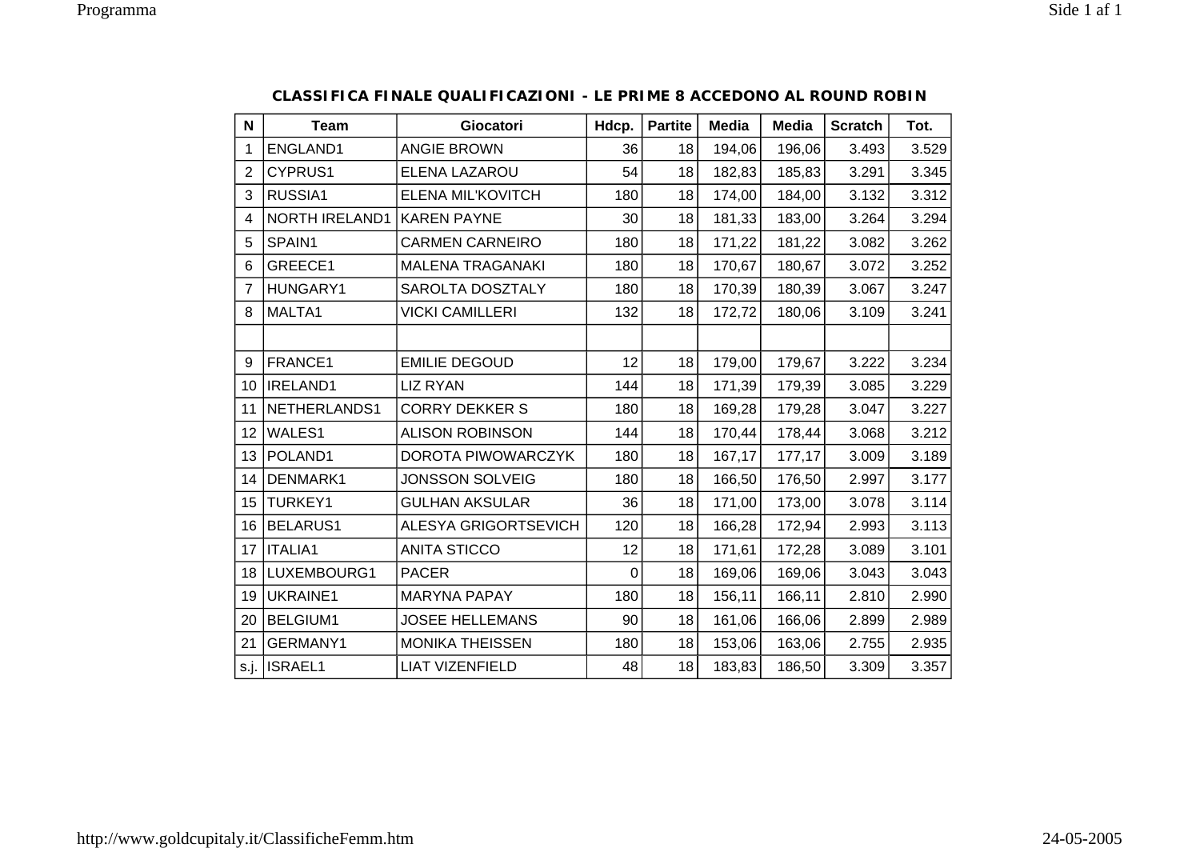## CLASSIFICA FINALE QUALIFICAZIONI - LE PRIME 8 ACCEDONO AL ROUND ROBIN

| N | Team | Giocatori | Hdcp. | Partite | Media | Media | Scratch | Tot. |
|---|---|---|---|---|---|---|---|---|
| 1 | ENGLAND1 | ANGIE BROWN | 36 | 18 | 194,06 | 196,06 | 3.493 | 3.529 |
| 2 | CYPRUS1 | ELENA LAZAROU | 54 | 18 | 182,83 | 185,83 | 3.291 | 3.345 |
| 3 | RUSSIA1 | ELENA MIL'KOVITCH | 180 | 18 | 174,00 | 184,00 | 3.132 | 3.312 |
| 4 | NORTH IRELAND1 | KAREN PAYNE | 30 | 18 | 181,33 | 183,00 | 3.264 | 3.294 |
| 5 | SPAIN1 | CARMEN CARNEIRO | 180 | 18 | 171,22 | 181,22 | 3.082 | 3.262 |
| 6 | GREECE1 | MALENA TRAGANAKI | 180 | 18 | 170,67 | 180,67 | 3.072 | 3.252 |
| 7 | HUNGARY1 | SAROLTA DOSZTALY | 180 | 18 | 170,39 | 180,39 | 3.067 | 3.247 |
| 8 | MALTA1 | VICKI CAMILLERI | 132 | 18 | 172,72 | 180,06 | 3.109 | 3.241 |
| | | | | | | | | |
| 9 | FRANCE1 | EMILIE DEGOUD | 12 | 18 | 179,00 | 179,67 | 3.222 | 3.234 |
| 10 | IRELAND1 | LIZ RYAN | 144 | 18 | 171,39 | 179,39 | 3.085 | 3.229 |
| 11 | NETHERLANDS1 | CORRY DEKKER S | 180 | 18 | 169,28 | 179,28 | 3.047 | 3.227 |
| 12 | WALES1 | ALISON ROBINSON | 144 | 18 | 170,44 | 178,44 | 3.068 | 3.212 |
| 13 | POLAND1 | DOROTA PIWOWARCZYK | 180 | 18 | 167,17 | 177,17 | 3.009 | 3.189 |
| 14 | DENMARK1 | JONSSON SOLVEIG | 180 | 18 | 166,50 | 176,50 | 2.997 | 3.177 |
| 15 | TURKEY1 | GULHAN AKSULAR | 36 | 18 | 171,00 | 173,00 | 3.078 | 3.114 |
| 16 | BELARUS1 | ALESYA GRIGORTSEVICH | 120 | 18 | 166,28 | 172,94 | 2.993 | 3.113 |
| 17 | ITALIA1 | ANITA STICCO | 12 | 18 | 171,61 | 172,28 | 3.089 | 3.101 |
| 18 | LUXEMBOURG1 | PACER | 0 | 18 | 169,06 | 169,06 | 3.043 | 3.043 |
| 19 | UKRAINE1 | MARYNA PAPAY | 180 | 18 | 156,11 | 166,11 | 2.810 | 2.990 |
| 20 | BELGIUM1 | JOSEE HELLEMANS | 90 | 18 | 161,06 | 166,06 | 2.899 | 2.989 |
| 21 | GERMANY1 | MONIKA THEISSEN | 180 | 18 | 153,06 | 163,06 | 2.755 | 2.935 |
| s.j. | ISRAEL1 | LIAT VIZENFIELD | 48 | 18 | 183,83 | 186,50 | 3.309 | 3.357 |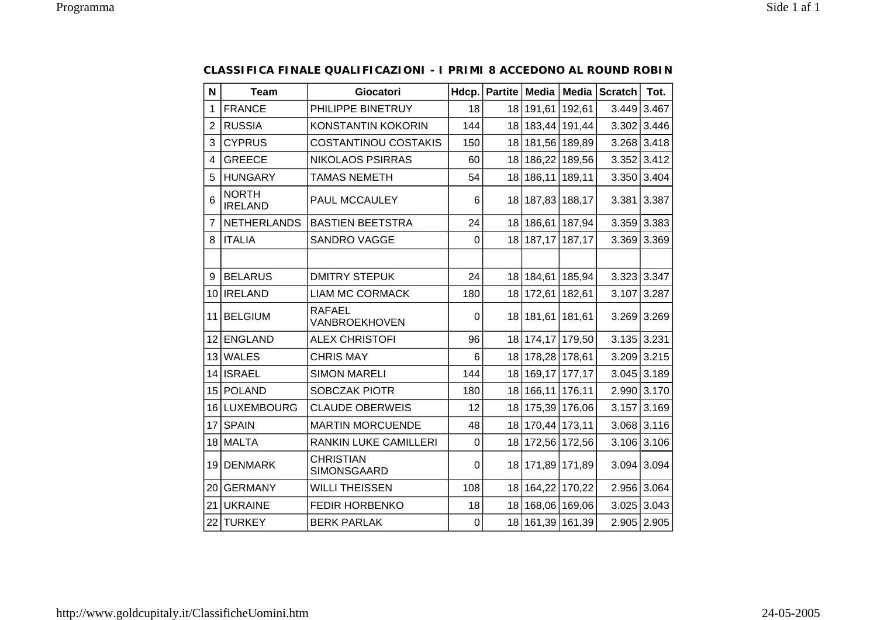**CLASSIFICA FINALE QUALIFICAZIONI - I PRIMI 8 ACCEDONO AL ROUND ROBIN**

| N | Team | Giocatori | Hdcp. | Partite | Media | Media | Scratch | Tot. |
|---|---|---|---|---|---|---|---|---|
| 1 | FRANCE | PHILIPPE BINETRUY | 18 | 18 | 191,61 | 192,61 | 3.449 | 3.467 |
| 2 | RUSSIA | KONSTANTIN KOKORIN | 144 | 18 | 183,44 | 191,44 | 3.302 | 3.446 |
| 3 | CYPRUS | COSTANTINOU COSTAKIS | 150 | 18 | 181,56 | 189,89 | 3.268 | 3.418 |
| 4 | GREECE | NIKOLAOS PSIRRAS | 60 | 18 | 186,22 | 189,56 | 3.352 | 3.412 |
| 5 | HUNGARY | TAMAS NEMETH | 54 | 18 | 186,11 | 189,11 | 3.350 | 3.404 |
| 6 | NORTH IRELAND | PAUL MCCAULEY | 6 | 18 | 187,83 | 188,17 | 3.381 | 3.387 |
| 7 | NETHERLANDS | BASTIEN BEETSTRA | 24 | 18 | 186,61 | 187,94 | 3.359 | 3.383 |
| 8 | ITALIA | SANDRO VAGGE | 0 | 18 | 187,17 | 187,17 | 3.369 | 3.369 |
| | | | | | | | | |
| 9 | BELARUS | DMITRY STEPUK | 24 | 18 | 184,61 | 185,94 | 3.323 | 3.347 |
| 10 | IRELAND | LIAM MC CORMACK | 180 | 18 | 172,61 | 182,61 | 3.107 | 3.287 |
| 11 | BELGIUM | RAFAEL VANBROEKHOVEN | 0 | 18 | 181,61 | 181,61 | 3.269 | 3.269 |
| 12 | ENGLAND | ALEX CHRISTOFI | 96 | 18 | 174,17 | 179,50 | 3.135 | 3.231 |
| 13 | WALES | CHRIS MAY | 6 | 18 | 178,28 | 178,61 | 3.209 | 3.215 |
| 14 | ISRAEL | SIMON MARELI | 144 | 18 | 169,17 | 177,17 | 3.045 | 3.189 |
| 15 | POLAND | SOBCZAK PIOTR | 180 | 18 | 166,11 | 176,11 | 2.990 | 3.170 |
| 16 | LUXEMBOURG | CLAUDE OBERWEIS | 12 | 18 | 175,39 | 176,06 | 3.157 | 3.169 |
| 17 | SPAIN | MARTIN MORCUENDE | 48 | 18 | 170,44 | 173,11 | 3.068 | 3.116 |
| 18 | MALTA | RANKIN LUKE CAMILLERI | 0 | 18 | 172,56 | 172,56 | 3.106 | 3.106 |
| 19 | DENMARK | CHRISTIAN SIMONSGAARD | 0 | 18 | 171,89 | 171,89 | 3.094 | 3.094 |
| 20 | GERMANY | WILLI THEISSEN | 108 | 18 | 164,22 | 170,22 | 2.956 | 3.064 |
| 21 | UKRAINE | FEDIR HORBENKO | 18 | 18 | 168,06 | 169,06 | 3.025 | 3.043 |
| 22 | TURKEY | BERK PARLAK | 0 | 18 | 161,39 | 161,39 | 2.905 | 2.905 |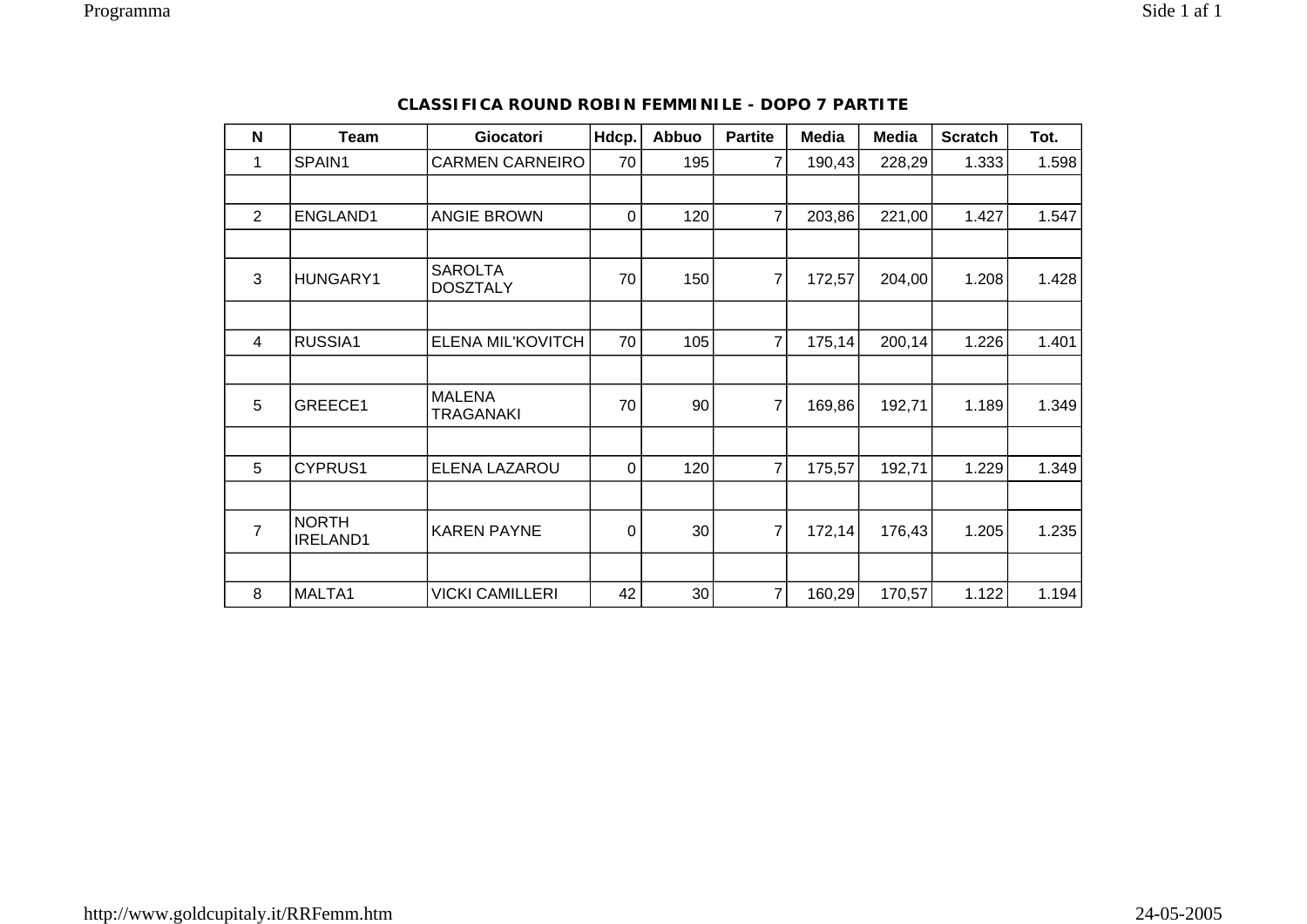**CLASSIFICA ROUND ROBIN FEMMINILE - DOPO 7 PARTITE**

| N | Team | Giocatori | Hdcp. | Abbuo | Partite | Media | Media | Scratch | Tot. |
|---|---|---|---|---|---|---|---|---|---|
| 1 | SPAIN1 | CARMEN CARNEIRO | 70 | 195 | 7 | 190,43 | 228,29 | 1.333 | 1.598 |
| | | | | | | | | | |
| 2 | ENGLAND1 | ANGIE BROWN | 0 | 120 | 7 | 203,86 | 221,00 | 1.427 | 1.547 |
| | | | | | | | | | |
| 3 | HUNGARY1 | SAROLTA DOSZTALY | 70 | 150 | 7 | 172,57 | 204,00 | 1.208 | 1.428 |
| | | | | | | | | | |
| 4 | RUSSIA1 | ELENA MIL'KOVITCH | 70 | 105 | 7 | 175,14 | 200,14 | 1.226 | 1.401 |
| | | | | | | | | | |
| 5 | GREECE1 | MALENA TRAGANAKI | 70 | 90 | 7 | 169,86 | 192,71 | 1.189 | 1.349 |
| | | | | | | | | | |
| 5 | CYPRUS1 | ELENA LAZAROU | 0 | 120 | 7 | 175,57 | 192,71 | 1.229 | 1.349 |
| | | | | | | | | | |
| 7 | NORTH IRELAND1 | KAREN PAYNE | 0 | 30 | 7 | 172,14 | 176,43 | 1.205 | 1.235 |
| | | | | | | | | | |
| 8 | MALTA1 | VICKI CAMILLERI | 42 | 30 | 7 | 160,29 | 170,57 | 1.122 | 1.194 |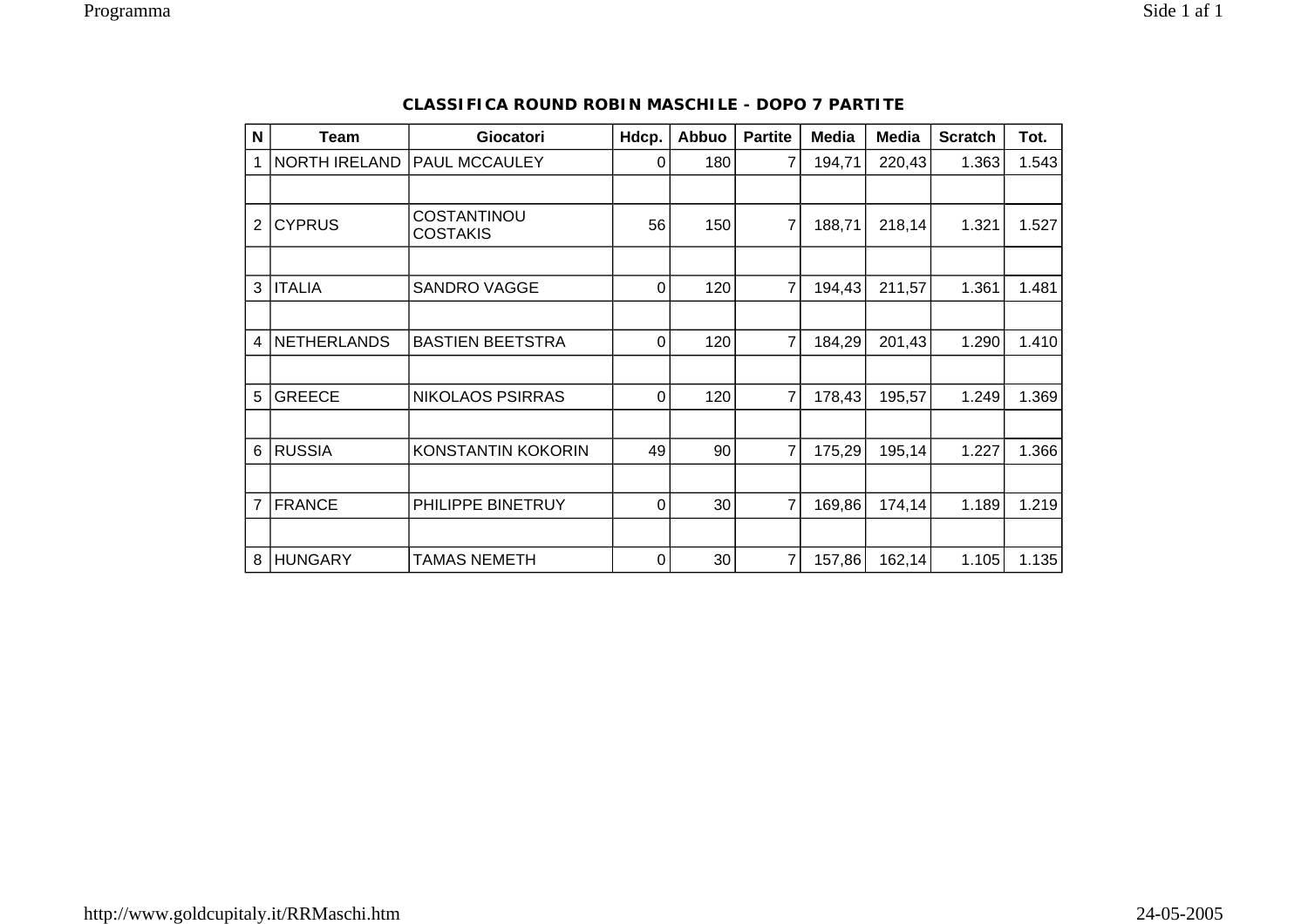## CLASSIFICA ROUND ROBIN MASCHILE - DOPO 7 PARTITE

| N | Team | Giocatori | Hdcp. | Abbuo | Partite | Media | Media | Scratch | Tot. |
|---|---|---|---|---|---|---|---|---|---|
| 1 | NORTH IRELAND | PAUL MCCAULEY | 0 | 180 | 7 | 194,71 | 220,43 | 1.363 | 1.543 |
| | | | | | | | | | |
| 2 | CYPRUS | COSTANTINOU COSTAKIS | 56 | 150 | 7 | 188,71 | 218,14 | 1.321 | 1.527 |
| | | | | | | | | | |
| 3 | ITALIA | SANDRO VAGGE | 0 | 120 | 7 | 194,43 | 211,57 | 1.361 | 1.481 |
| | | | | | | | | | |
| 4 | NETHERLANDS | BASTIEN BEETSTRA | 0 | 120 | 7 | 184,29 | 201,43 | 1.290 | 1.410 |
| | | | | | | | | | |
| 5 | GREECE | NIKOLAOS PSIRRAS | 0 | 120 | 7 | 178,43 | 195,57 | 1.249 | 1.369 |
| | | | | | | | | | |
| 6 | RUSSIA | KONSTANTIN KOKORIN | 49 | 90 | 7 | 175,29 | 195,14 | 1.227 | 1.366 |
| | | | | | | | | | |
| 7 | FRANCE | PHILIPPE BINETRUY | 0 | 30 | 7 | 169,86 | 174,14 | 1.189 | 1.219 |
| | | | | | | | | | |
| 8 | HUNGARY | TAMAS NEMETH | 0 | 30 | 7 | 157,86 | 162,14 | 1.105 | 1.135 |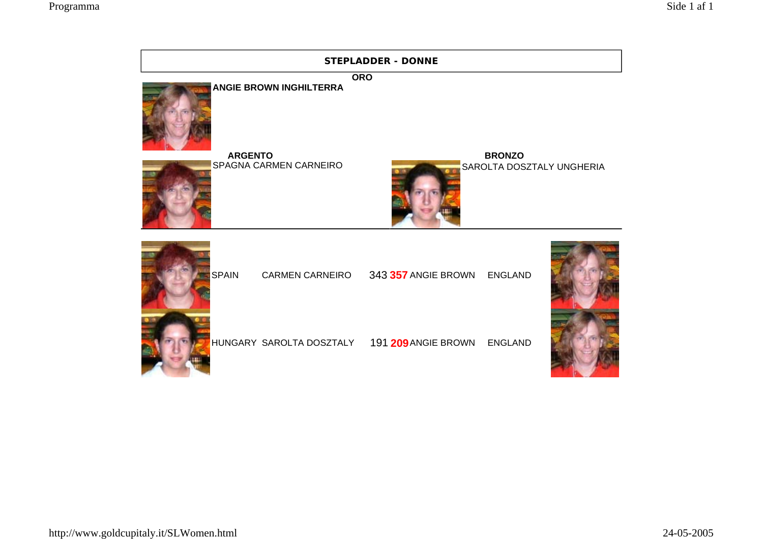## STEPLADDER - DONNE

**ORO**

**ANGIE BROWN INGHILTERRA**

**ARGENTO**

SPAGNA CARMEN CARNEIRO

**BRONZO**

SAROLTA DOSZTALY UNGHERIA

| | | | | | |
|---|---|---|---|---|---|
| SPAIN | CARMEN CARNEIRO | 343 | **357** | ANGIE BROWN | ENGLAND |
| HUNGARY | SAROLTA DOSZTALY | 191 | **209** | ANGIE BROWN | ENGLAND |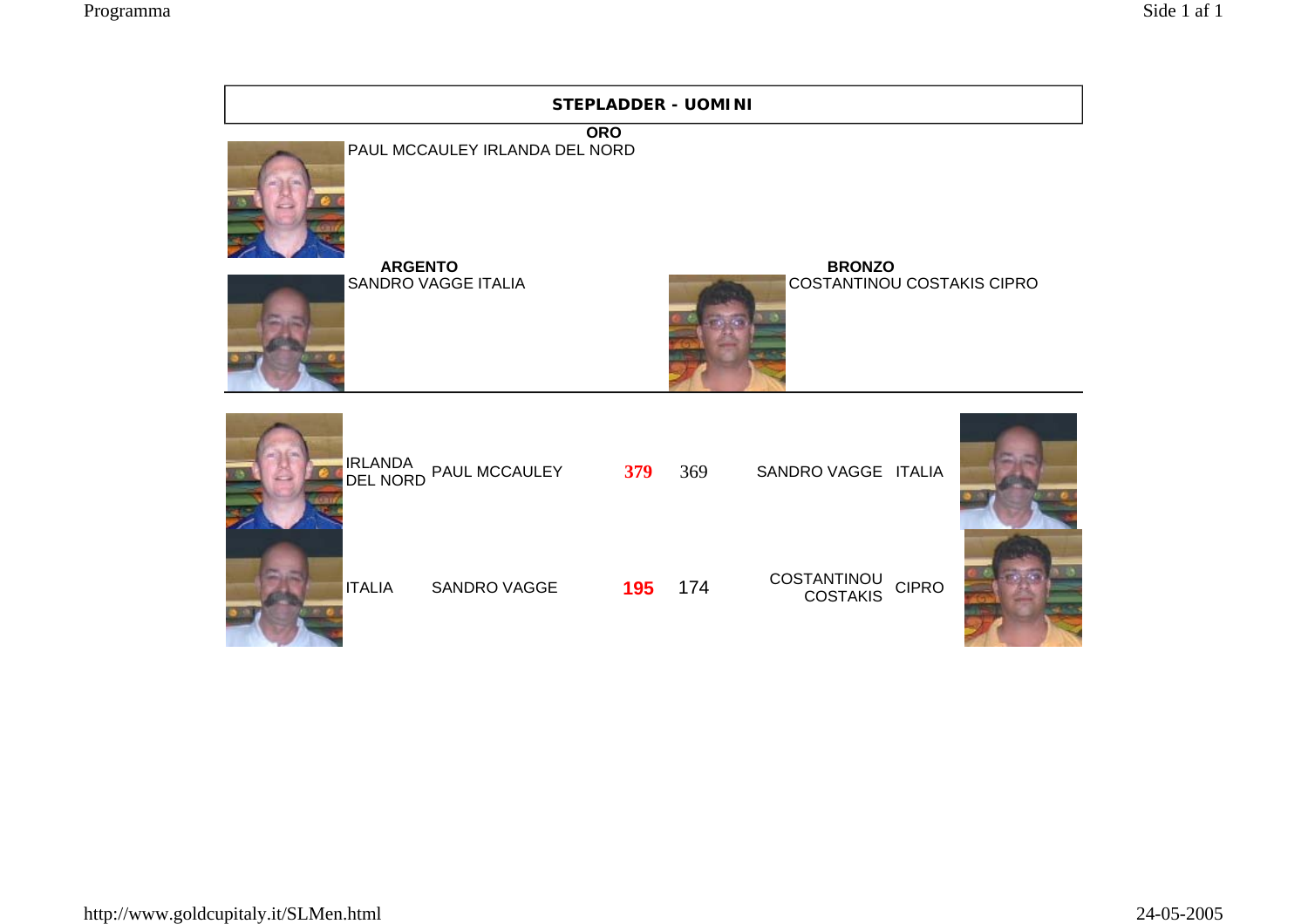## STEPLADDER - UOMINI

**ORO**

PAUL MCCAULEY IRLANDA DEL NORD

**ARGENTO**

SANDRO VAGGE ITALIA

**BRONZO**

COSTANTINOU COSTAKIS CIPRO

| | | | | | |
|---|---|---|---|---|---|
| IRLANDA DEL NORD | PAUL MCCAULEY | **379** | 369 | SANDRO VAGGE | ITALIA |
| ITALIA | SANDRO VAGGE | **195** | 174 | COSTANTINOU COSTAKIS | CIPRO |